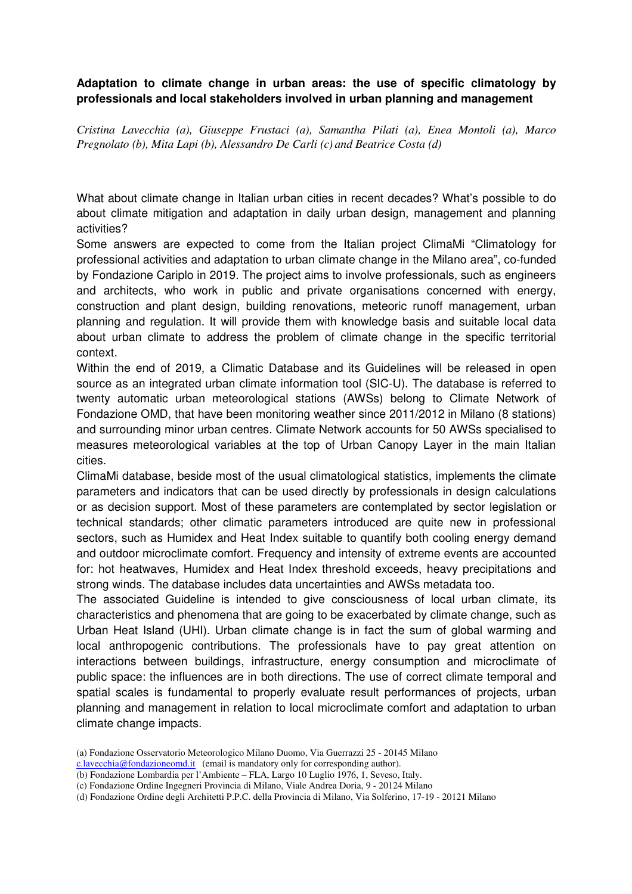**Adaptation to climate change in urban areas: the use of specific climatology by professionals and local stakeholders involved in urban planning and management**

*Cristina Lavecchia (a), Giuseppe Frustaci (a), Samantha Pilati (a), Enea Montoli (a), Marco Pregnolato (b), Mita Lapi (b), Alessandro De Carli (c) and Beatrice Costa (d)*

What about climate change in Italian urban cities in recent decades? What's possible to do about climate mitigation and adaptation in daily urban design, management and planning activities?

Some answers are expected to come from the Italian project ClimaMi "Climatology for professional activities and adaptation to urban climate change in the Milano area", co-funded by Fondazione Cariplo in 2019. The project aims to involve professionals, such as engineers and architects, who work in public and private organisations concerned with energy, construction and plant design, building renovations, meteoric runoff management, urban planning and regulation. It will provide them with knowledge basis and suitable local data about urban climate to address the problem of climate change in the specific territorial context.

Within the end of 2019, a Climatic Database and its Guidelines will be released in open source as an integrated urban climate information tool (SIC-U). The database is referred to twenty automatic urban meteorological stations (AWSs) belong to Climate Network of Fondazione OMD, that have been monitoring weather since 2011/2012 in Milano (8 stations) and surrounding minor urban centres. Climate Network accounts for 50 AWSs specialised to measures meteorological variables at the top of Urban Canopy Layer in the main Italian cities.

ClimaMi database, beside most of the usual climatological statistics, implements the climate parameters and indicators that can be used directly by professionals in design calculations or as decision support. Most of these parameters are contemplated by sector legislation or technical standards; other climatic parameters introduced are quite new in professional sectors, such as Humidex and Heat Index suitable to quantify both cooling energy demand and outdoor microclimate comfort. Frequency and intensity of extreme events are accounted for: hot heatwaves, Humidex and Heat Index threshold exceeds, heavy precipitations and strong winds. The database includes data uncertainties and AWSs metadata too.

The associated Guideline is intended to give consciousness of local urban climate, its characteristics and phenomena that are going to be exacerbated by climate change, such as Urban Heat Island (UHI). Urban climate change is in fact the sum of global warming and local anthropogenic contributions. The professionals have to pay great attention on interactions between buildings, infrastructure, energy consumption and microclimate of public space: the influences are in both directions. The use of correct climate temporal and spatial scales is fundamental to properly evaluate result performances of projects, urban planning and management in relation to local microclimate comfort and adaptation to urban climate change impacts.

(a) Fondazione Osservatorio Meteorologico Milano Duomo, Via Guerrazzi 25 - 20145 Milano
c.lavecchia@fondazioneomd.it (email is mandatory only for corresponding author).
(b) Fondazione Lombardia per l'Ambiente – FLA, Largo 10 Luglio 1976, 1, Seveso, Italy.
(c) Fondazione Ordine Ingegneri Provincia di Milano, Viale Andrea Doria, 9 - 20124 Milano
(d) Fondazione Ordine degli Architetti P.P.C. della Provincia di Milano, Via Solferino, 17-19 - 20121 Milano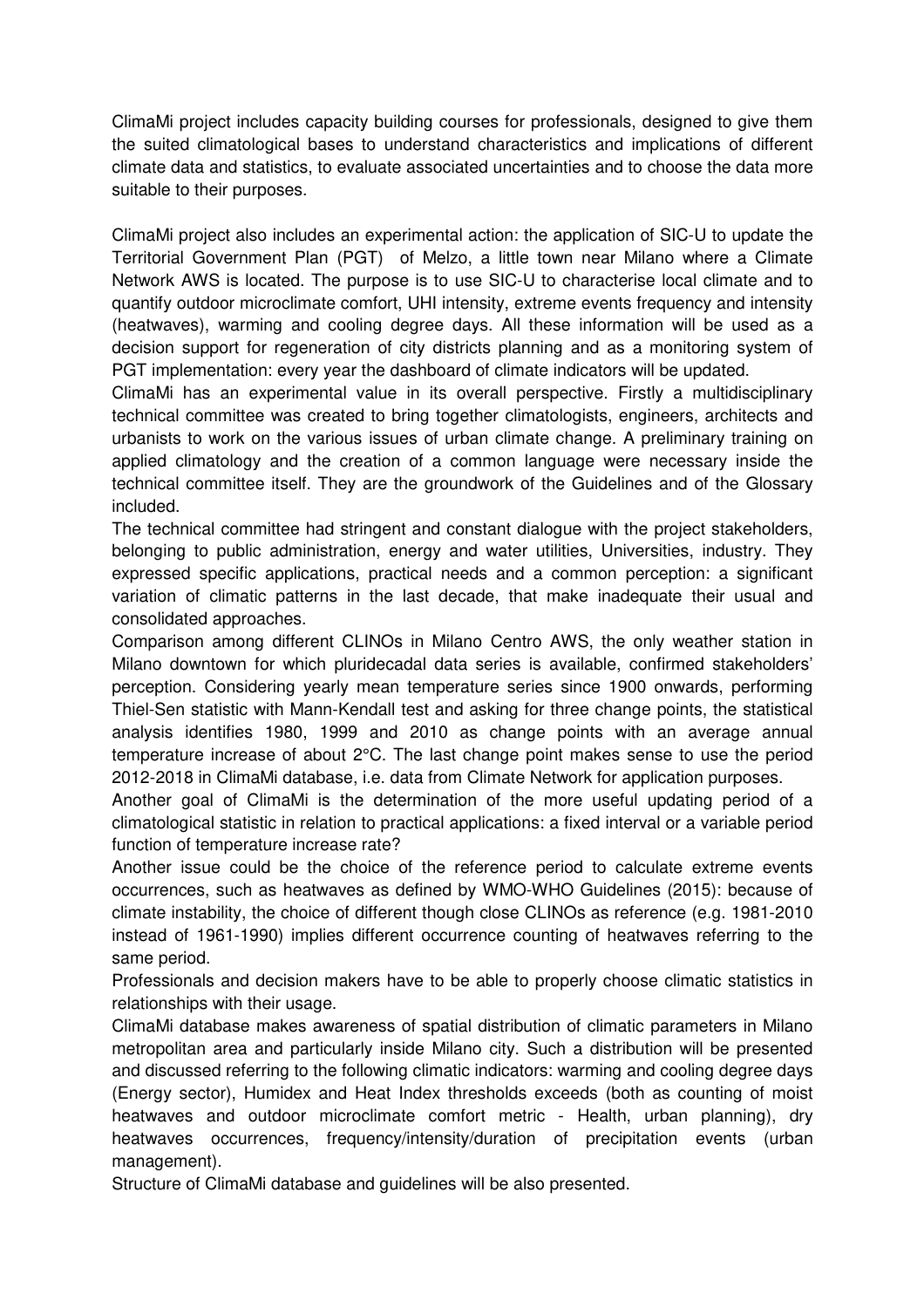ClimaMi project includes capacity building courses for professionals, designed to give them the suited climatological bases to understand characteristics and implications of different climate data and statistics, to evaluate associated uncertainties and to choose the data more suitable to their purposes.

ClimaMi project also includes an experimental action: the application of SIC-U to update the Territorial Government Plan (PGT) of Melzo, a little town near Milano where a Climate Network AWS is located. The purpose is to use SIC-U to characterise local climate and to quantify outdoor microclimate comfort, UHI intensity, extreme events frequency and intensity (heatwaves), warming and cooling degree days. All these information will be used as a decision support for regeneration of city districts planning and as a monitoring system of PGT implementation: every year the dashboard of climate indicators will be updated.

ClimaMi has an experimental value in its overall perspective. Firstly a multidisciplinary technical committee was created to bring together climatologists, engineers, architects and urbanists to work on the various issues of urban climate change. A preliminary training on applied climatology and the creation of a common language were necessary inside the technical committee itself. They are the groundwork of the Guidelines and of the Glossary included.

The technical committee had stringent and constant dialogue with the project stakeholders, belonging to public administration, energy and water utilities, Universities, industry. They expressed specific applications, practical needs and a common perception: a significant variation of climatic patterns in the last decade, that make inadequate their usual and consolidated approaches.

Comparison among different CLINOs in Milano Centro AWS, the only weather station in Milano downtown for which pluridecadal data series is available, confirmed stakeholders' perception. Considering yearly mean temperature series since 1900 onwards, performing Thiel-Sen statistic with Mann-Kendall test and asking for three change points, the statistical analysis identifies 1980, 1999 and 2010 as change points with an average annual temperature increase of about 2°C. The last change point makes sense to use the period 2012-2018 in ClimaMi database, i.e. data from Climate Network for application purposes.

Another goal of ClimaMi is the determination of the more useful updating period of a climatological statistic in relation to practical applications: a fixed interval or a variable period function of temperature increase rate?

Another issue could be the choice of the reference period to calculate extreme events occurrences, such as heatwaves as defined by WMO-WHO Guidelines (2015): because of climate instability, the choice of different though close CLINOs as reference (e.g. 1981-2010 instead of 1961-1990) implies different occurrence counting of heatwaves referring to the same period.

Professionals and decision makers have to be able to properly choose climatic statistics in relationships with their usage.

ClimaMi database makes awareness of spatial distribution of climatic parameters in Milano metropolitan area and particularly inside Milano city. Such a distribution will be presented and discussed referring to the following climatic indicators: warming and cooling degree days (Energy sector), Humidex and Heat Index thresholds exceeds (both as counting of moist heatwaves and outdoor microclimate comfort metric - Health, urban planning), dry heatwaves occurrences, frequency/intensity/duration of precipitation events (urban management).

Structure of ClimaMi database and guidelines will be also presented.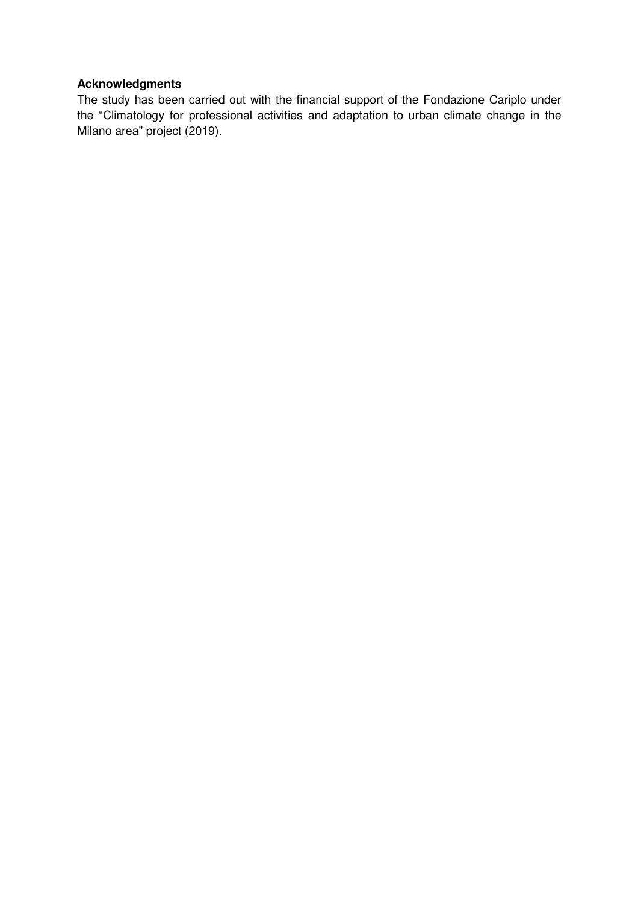**Acknowledgments**

The study has been carried out with the financial support of the Fondazione Cariplo under the "Climatology for professional activities and adaptation to urban climate change in the Milano area" project (2019).